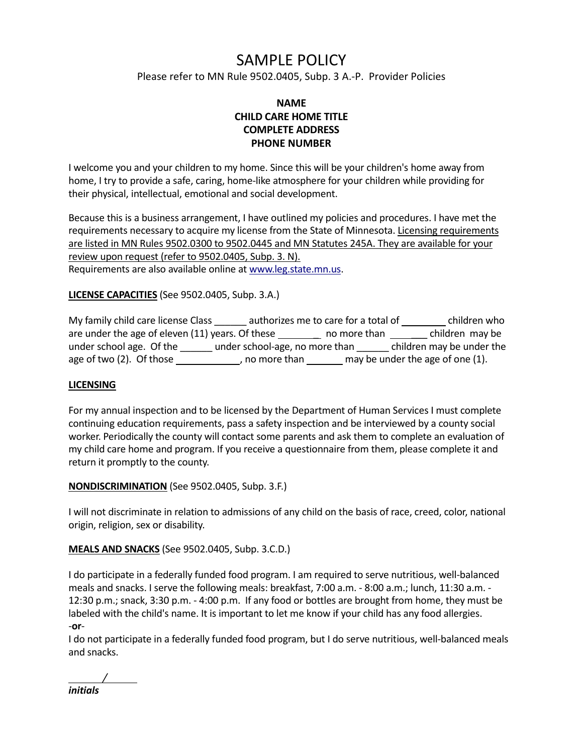# SAMPLE POLICY

Please refer to MN Rule 9502.0405, Subp. 3 A.-P. Provider Policies

**NAME**
**CHILD CARE HOME TITLE**
**COMPLETE ADDRESS**
**PHONE NUMBER**

I welcome you and your children to my home. Since this will be your children's home away from home, I try to provide a safe, caring, home-like atmosphere for your children while providing for their physical, intellectual, emotional and social development.

Because this is a business arrangement, I have outlined my policies and procedures. I have met the requirements necessary to acquire my license from the State of Minnesota. Licensing requirements are listed in MN Rules 9502.0300 to 9502.0445 and MN Statutes 245A. They are available for your review upon request (refer to 9502.0405, Subp. 3. N).
Requirements are also available online at www.leg.state.mn.us.

**LICENSE CAPACITIES** (See 9502.0405, Subp. 3.A.)

My family child care license Class ______ authorizes me to care for a total of ________ children who are under the age of eleven (11) years. Of these ________ no more than ______ children may be under school age. Of the ______ under school-age, no more than ______ children may be under the age of two (2). Of those ____________, no more than _______ may be under the age of one (1).

**LICENSING**

For my annual inspection and to be licensed by the Department of Human Services I must complete continuing education requirements, pass a safety inspection and be interviewed by a county social worker. Periodically the county will contact some parents and ask them to complete an evaluation of my child care home and program. If you receive a questionnaire from them, please complete it and return it promptly to the county.

**NONDISCRIMINATION** (See 9502.0405, Subp. 3.F.)

I will not discriminate in relation to admissions of any child on the basis of race, creed, color, national origin, religion, sex or disability.

**MEALS AND SNACKS** (See 9502.0405, Subp. 3.C.D.)

I do participate in a federally funded food program. I am required to serve nutritious, well-balanced meals and snacks. I serve the following meals: breakfast, 7:00 a.m. - 8:00 a.m.; lunch, 11:30 a.m. - 12:30 p.m.; snack, 3:30 p.m. - 4:00 p.m. If any food or bottles are brought from home, they must be labeled with the child's name. It is important to let me know if your child has any food allergies.
-**or**-
I do not participate in a federally funded food program, but I do serve nutritious, well-balanced meals and snacks.

______/______
***initials***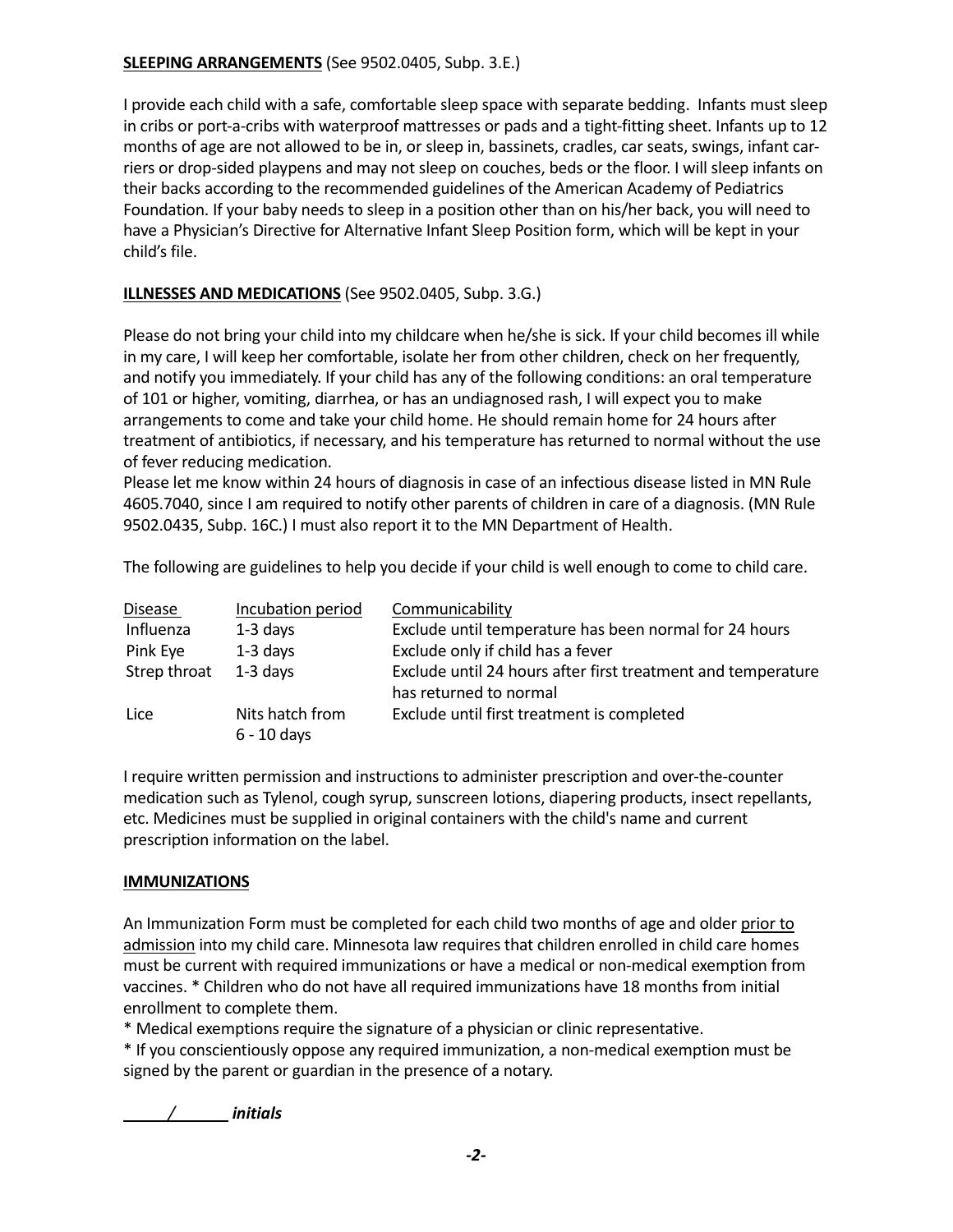**SLEEPING ARRANGEMENTS** (See 9502.0405, Subp. 3.E.)

I provide each child with a safe, comfortable sleep space with separate bedding. Infants must sleep in cribs or port-a-cribs with waterproof mattresses or pads and a tight-fitting sheet. Infants up to 12 months of age are not allowed to be in, or sleep in, bassinets, cradles, car seats, swings, infant carriers or drop-sided playpens and may not sleep on couches, beds or the floor. I will sleep infants on their backs according to the recommended guidelines of the American Academy of Pediatrics Foundation. If your baby needs to sleep in a position other than on his/her back, you will need to have a Physician's Directive for Alternative Infant Sleep Position form, which will be kept in your child's file.

**ILLNESSES AND MEDICATIONS** (See 9502.0405, Subp. 3.G.)

Please do not bring your child into my childcare when he/she is sick. If your child becomes ill while in my care, I will keep her comfortable, isolate her from other children, check on her frequently, and notify you immediately. If your child has any of the following conditions: an oral temperature of 101 or higher, vomiting, diarrhea, or has an undiagnosed rash, I will expect you to make arrangements to come and take your child home. He should remain home for 24 hours after treatment of antibiotics, if necessary, and his temperature has returned to normal without the use of fever reducing medication.
Please let me know within 24 hours of diagnosis in case of an infectious disease listed in MN Rule 4605.7040, since I am required to notify other parents of children in care of a diagnosis. (MN Rule 9502.0435, Subp. 16C.) I must also report it to the MN Department of Health.

The following are guidelines to help you decide if your child is well enough to come to child care.

| Disease | Incubation period | Communicability |
|---|---|---|
| Influenza | 1-3 days | Exclude until temperature has been normal for 24 hours |
| Pink Eye | 1-3 days | Exclude only if child has a fever |
| Strep throat | 1-3 days | Exclude until 24 hours after first treatment and temperature has returned to normal |
| Lice | Nits hatch from 6 - 10 days | Exclude until first treatment is completed |

I require written permission and instructions to administer prescription and over-the-counter medication such as Tylenol, cough syrup, sunscreen lotions, diapering products, insect repellants, etc. Medicines must be supplied in original containers with the child's name and current prescription information on the label.

**IMMUNIZATIONS**

An Immunization Form must be completed for each child two months of age and older prior to admission into my child care. Minnesota law requires that children enrolled in child care homes must be current with required immunizations or have a medical or non-medical exemption from vaccines. * Children who do not have all required immunizations have 18 months from initial enrollment to complete them.
* Medical exemptions require the signature of a physician or clinic representative.
* If you conscientiously oppose any required immunization, a non-medical exemption must be signed by the parent or guardian in the presence of a notary.

_____/______ ***initials***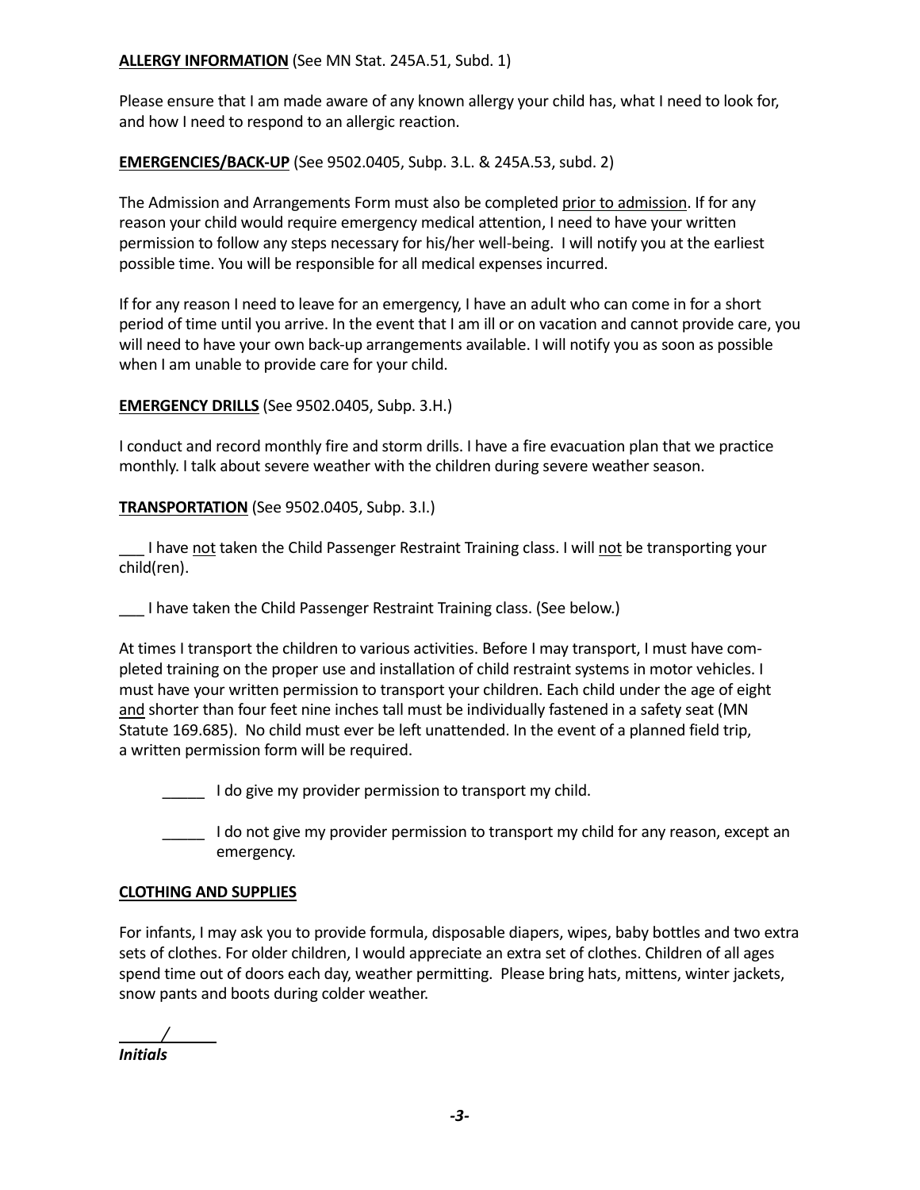**<u>ALLERGY INFORMATION</u>** (See MN Stat. 245A.51, Subd. 1)

Please ensure that I am made aware of any known allergy your child has, what I need to look for, and how I need to respond to an allergic reaction.

**<u>EMERGENCIES/BACK-UP</u>** (See 9502.0405, Subp. 3.L. & 245A.53, subd. 2)

The Admission and Arrangements Form must also be completed <u>prior to admission</u>. If for any reason your child would require emergency medical attention, I need to have your written permission to follow any steps necessary for his/her well-being. I will notify you at the earliest possible time. You will be responsible for all medical expenses incurred.

If for any reason I need to leave for an emergency, I have an adult who can come in for a short period of time until you arrive. In the event that I am ill or on vacation and cannot provide care, you will need to have your own back-up arrangements available. I will notify you as soon as possible when I am unable to provide care for your child.

**<u>EMERGENCY DRILLS</u>** (See 9502.0405, Subp. 3.H.)

I conduct and record monthly fire and storm drills. I have a fire evacuation plan that we practice monthly. I talk about severe weather with the children during severe weather season.

**<u>TRANSPORTATION</u>** (See 9502.0405, Subp. 3.I.)

___ I have <u>not</u> taken the Child Passenger Restraint Training class. I will <u>not</u> be transporting your child(ren).

___ I have taken the Child Passenger Restraint Training class. (See below.)

At times I transport the children to various activities. Before I may transport, I must have completed training on the proper use and installation of child restraint systems in motor vehicles. I must have your written permission to transport your children. Each child under the age of eight <u>and</u> shorter than four feet nine inches tall must be individually fastened in a safety seat (MN Statute 169.685). No child must ever be left unattended. In the event of a planned field trip, a written permission form will be required.

_____ I do give my provider permission to transport my child.

_____ I do not give my provider permission to transport my child for any reason, except an emergency.

**<u>CLOTHING AND SUPPLIES</u>**

For infants, I may ask you to provide formula, disposable diapers, wipes, baby bottles and two extra sets of clothes. For older children, I would appreciate an extra set of clothes. Children of all ages spend time out of doors each day, weather permitting. Please bring hats, mittens, winter jackets, snow pants and boots during colder weather.

_____/_____
***Initials***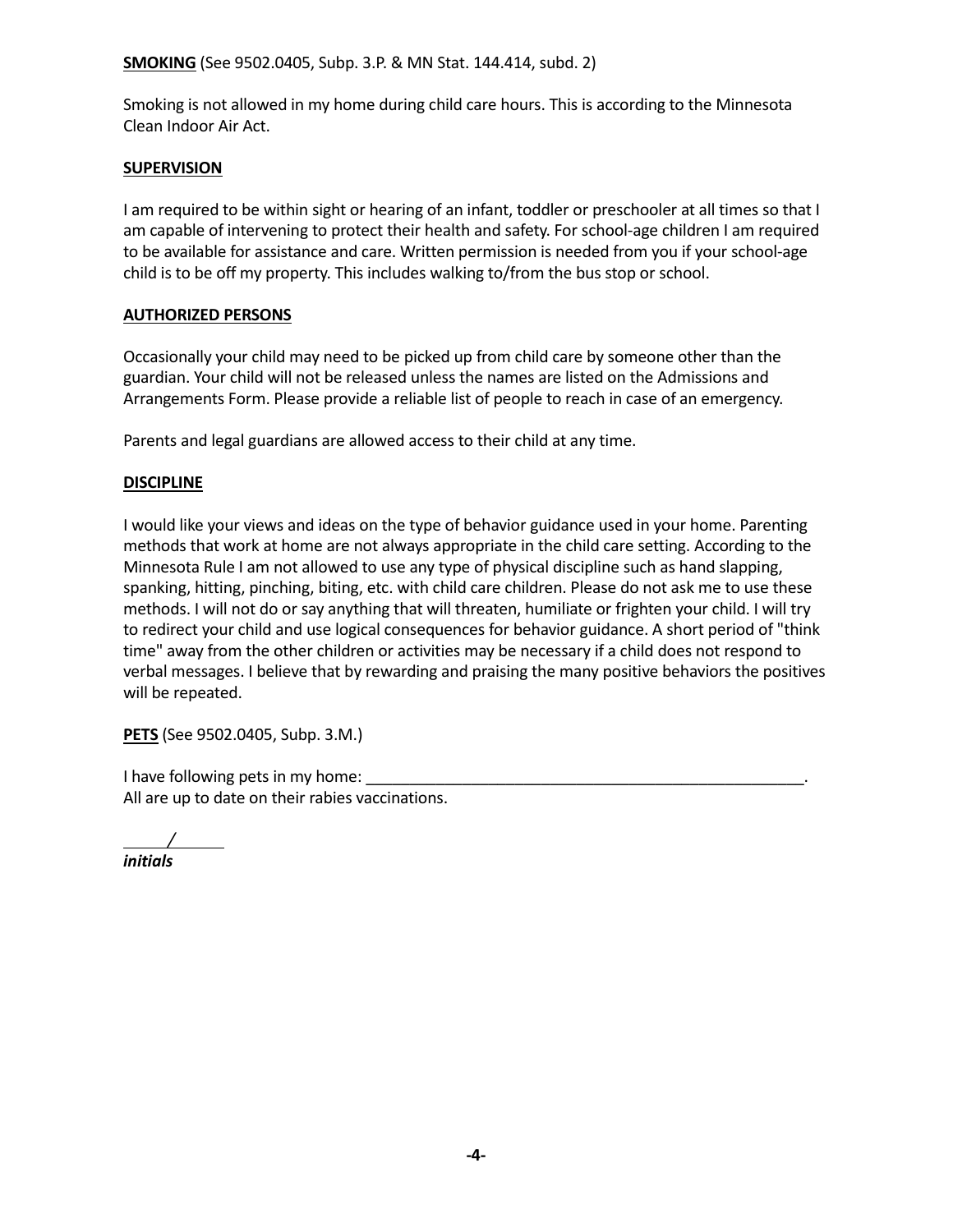**SMOKING** (See 9502.0405, Subp. 3.P. & MN Stat. 144.414, subd. 2)

Smoking is not allowed in my home during child care hours. This is according to the Minnesota Clean Indoor Air Act.

**SUPERVISION**

I am required to be within sight or hearing of an infant, toddler or preschooler at all times so that I am capable of intervening to protect their health and safety. For school-age children I am required to be available for assistance and care. Written permission is needed from you if your school-age child is to be off my property. This includes walking to/from the bus stop or school.

**AUTHORIZED PERSONS**

Occasionally your child may need to be picked up from child care by someone other than the guardian. Your child will not be released unless the names are listed on the Admissions and Arrangements Form. Please provide a reliable list of people to reach in case of an emergency.

Parents and legal guardians are allowed access to their child at any time.

**DISCIPLINE**

I would like your views and ideas on the type of behavior guidance used in your home. Parenting methods that work at home are not always appropriate in the child care setting. According to the Minnesota Rule I am not allowed to use any type of physical discipline such as hand slapping, spanking, hitting, pinching, biting, etc. with child care children. Please do not ask me to use these methods. I will not do or say anything that will threaten, humiliate or frighten your child. I will try to redirect your child and use logical consequences for behavior guidance. A short period of "think time" away from the other children or activities may be necessary if a child does not respond to verbal messages. I believe that by rewarding and praising the many positive behaviors the positives will be repeated.

**PETS** (See 9502.0405, Subp. 3.M.)

I have following pets in my home: _______________________________________________.
All are up to date on their rabies vaccinations.

_____/_____
***initials***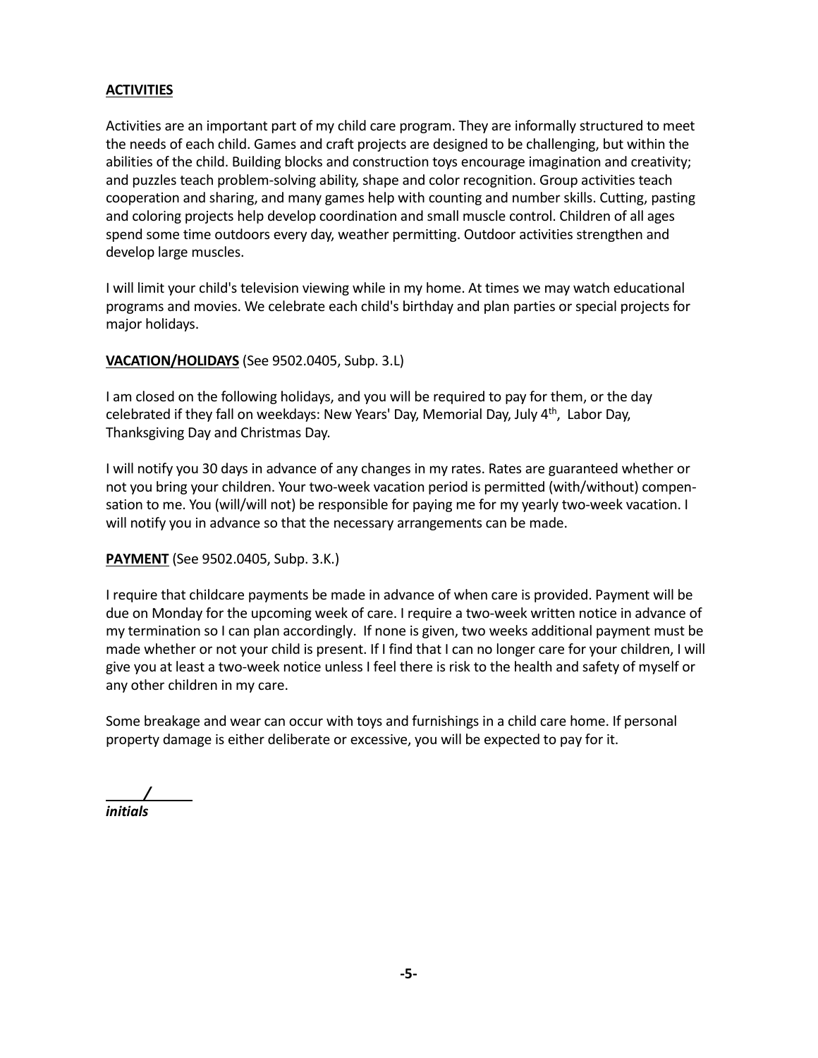**ACTIVITIES**

Activities are an important part of my child care program. They are informally structured to meet the needs of each child. Games and craft projects are designed to be challenging, but within the abilities of the child. Building blocks and construction toys encourage imagination and creativity; and puzzles teach problem-solving ability, shape and color recognition. Group activities teach cooperation and sharing, and many games help with counting and number skills. Cutting, pasting and coloring projects help develop coordination and small muscle control. Children of all ages spend some time outdoors every day, weather permitting. Outdoor activities strengthen and develop large muscles.

I will limit your child's television viewing while in my home. At times we may watch educational programs and movies. We celebrate each child's birthday and plan parties or special projects for major holidays.

**VACATION/HOLIDAYS** (See 9502.0405, Subp. 3.L)

I am closed on the following holidays, and you will be required to pay for them, or the day celebrated if they fall on weekdays: New Years' Day, Memorial Day, July 4th, Labor Day, Thanksgiving Day and Christmas Day.

I will notify you 30 days in advance of any changes in my rates. Rates are guaranteed whether or not you bring your children. Your two-week vacation period is permitted (with/without) compensation to me. You (will/will not) be responsible for paying me for my yearly two-week vacation. I will notify you in advance so that the necessary arrangements can be made.

**PAYMENT** (See 9502.0405, Subp. 3.K.)

I require that childcare payments be made in advance of when care is provided. Payment will be due on Monday for the upcoming week of care. I require a two-week written notice in advance of my termination so I can plan accordingly. If none is given, two weeks additional payment must be made whether or not your child is present. If I find that I can no longer care for your children, I will give you at least a two-week notice unless I feel there is risk to the health and safety of myself or any other children in my care.

Some breakage and wear can occur with toys and furnishings in a child care home. If personal property damage is either deliberate or excessive, you will be expected to pay for it.

_____/_____
***initials***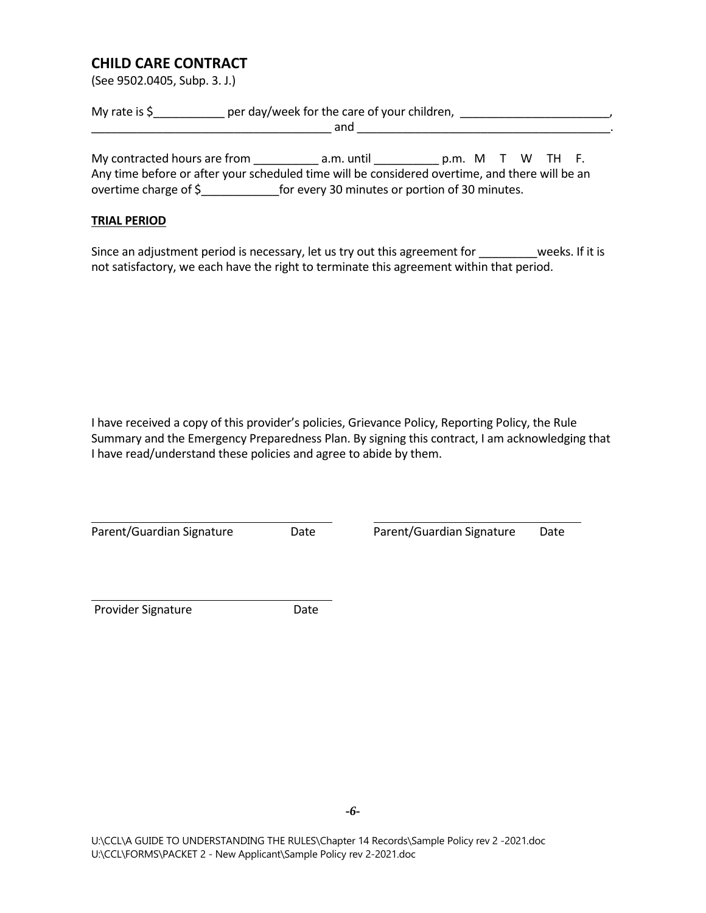## CHILD CARE CONTRACT

(See 9502.0405, Subp. 3. J.)

My rate is $___________ per day/week for the care of your children, _______________________, ______________________________________ and ________________________________________.

My contracted hours are from __________ a.m. until __________ p.m. M T W TH F. Any time before or after your scheduled time will be considered overtime, and there will be an overtime charge of $____________for every 30 minutes or portion of 30 minutes.

**TRIAL PERIOD**

Since an adjustment period is necessary, let us try out this agreement for _________weeks. If it is not satisfactory, we each have the right to terminate this agreement within that period.

I have received a copy of this provider's policies, Grievance Policy, Reporting Policy, the Rule Summary and the Emergency Preparedness Plan. By signing this contract, I am acknowledging that I have read/understand these policies and agree to abide by them.

_______________________________________
Parent/Guardian Signature Date

_______________________________________
Parent/Guardian Signature Date

_______________________________________
Provider Signature Date

U:\CCL\A GUIDE TO UNDERSTANDING THE RULES\Chapter 14 Records\Sample Policy rev 2 -2021.doc
U:\CCL\FORMS\PACKET 2 - New Applicant\Sample Policy rev 2-2021.doc